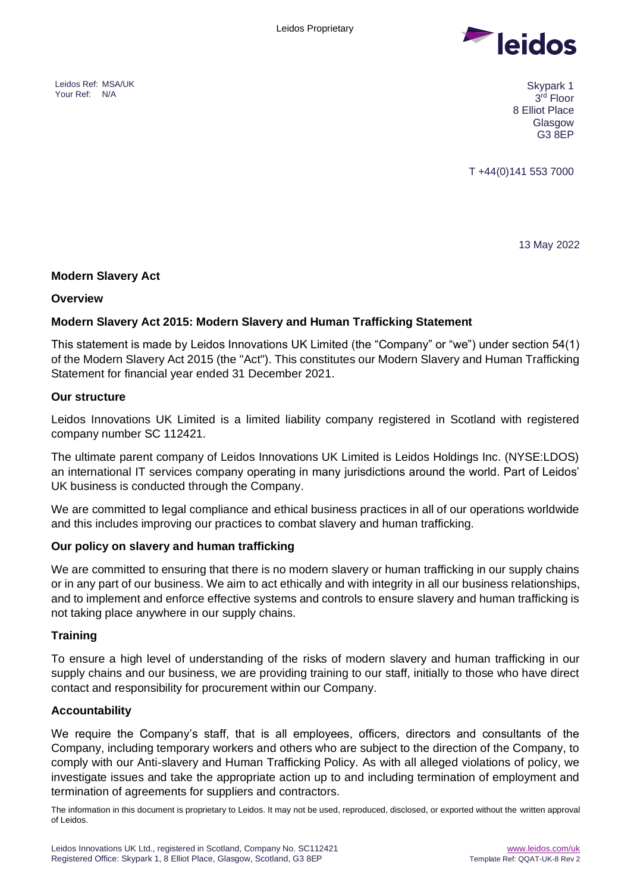Leidos Ref: MSA/UK
Your Ref: N/A

Skypark 1
3rd Floor
8 Elliot Place
Glasgow
G3 8EP

T +44(0)141 553 7000

13 May 2022

**Modern Slavery Act**

**Overview**

**Modern Slavery Act 2015: Modern Slavery and Human Trafficking Statement**

This statement is made by Leidos Innovations UK Limited (the "Company" or "we") under section 54(1) of the Modern Slavery Act 2015 (the "Act"). This constitutes our Modern Slavery and Human Trafficking Statement for financial year ended 31 December 2021.

**Our structure**

Leidos Innovations UK Limited is a limited liability company registered in Scotland with registered company number SC 112421.

The ultimate parent company of Leidos Innovations UK Limited is Leidos Holdings Inc. (NYSE:LDOS) an international IT services company operating in many jurisdictions around the world. Part of Leidos' UK business is conducted through the Company.

We are committed to legal compliance and ethical business practices in all of our operations worldwide and this includes improving our practices to combat slavery and human trafficking.

**Our policy on slavery and human trafficking**

We are committed to ensuring that there is no modern slavery or human trafficking in our supply chains or in any part of our business. We aim to act ethically and with integrity in all our business relationships, and to implement and enforce effective systems and controls to ensure slavery and human trafficking is not taking place anywhere in our supply chains.

**Training**

To ensure a high level of understanding of the risks of modern slavery and human trafficking in our supply chains and our business, we are providing training to our staff, initially to those who have direct contact and responsibility for procurement within our Company.

**Accountability**

We require the Company's staff, that is all employees, officers, directors and consultants of the Company, including temporary workers and others who are subject to the direction of the Company, to comply with our Anti-slavery and Human Trafficking Policy. As with all alleged violations of policy, we investigate issues and take the appropriate action up to and including termination of employment and termination of agreements for suppliers and contractors.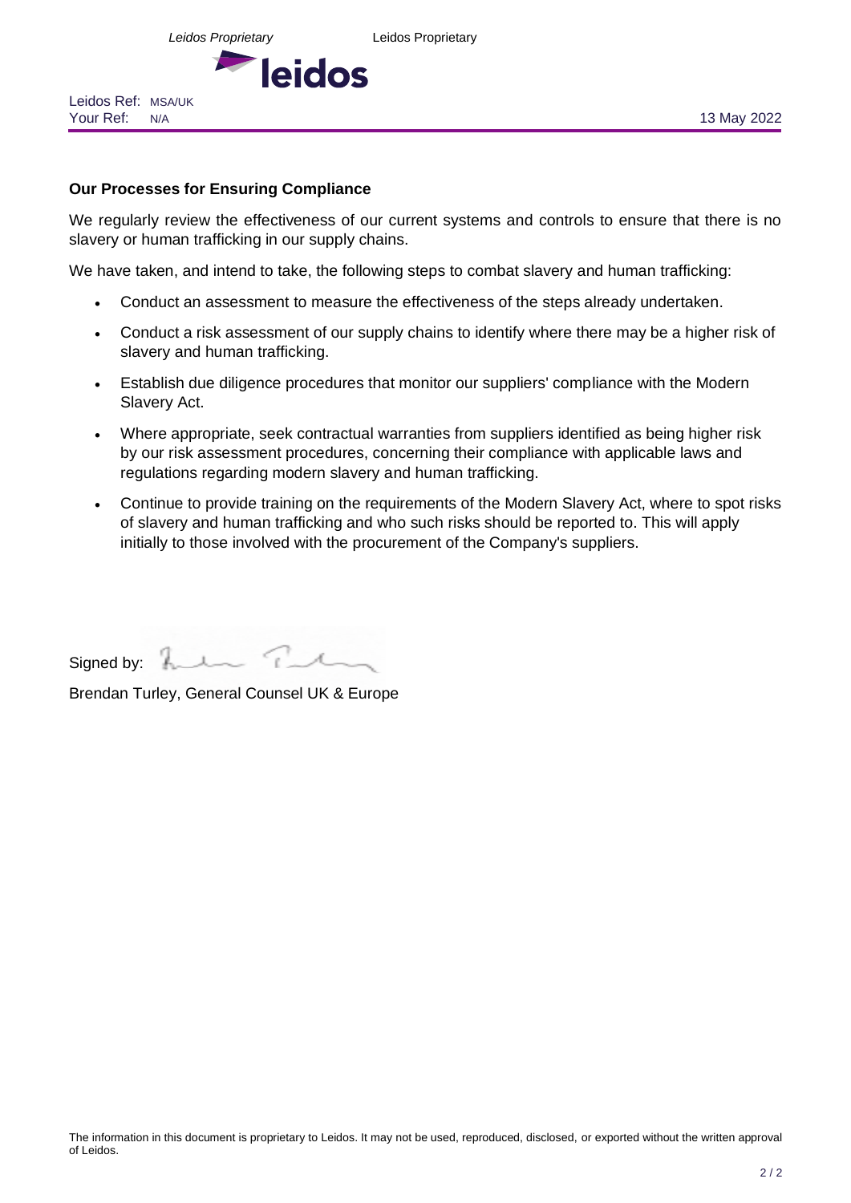Leidos Ref: MSA/UK
Your Ref: N/A

13 May 2022

**Our Processes for Ensuring Compliance**

We regularly review the effectiveness of our current systems and controls to ensure that there is no slavery or human trafficking in our supply chains.

We have taken, and intend to take, the following steps to combat slavery and human trafficking:

- Conduct an assessment to measure the effectiveness of the steps already undertaken.
- Conduct a risk assessment of our supply chains to identify where there may be a higher risk of slavery and human trafficking.
- Establish due diligence procedures that monitor our suppliers' compliance with the Modern Slavery Act.
- Where appropriate, seek contractual warranties from suppliers identified as being higher risk by our risk assessment procedures, concerning their compliance with applicable laws and regulations regarding modern slavery and human trafficking.
- Continue to provide training on the requirements of the Modern Slavery Act, where to spot risks of slavery and human trafficking and who such risks should be reported to. This will apply initially to those involved with the procurement of the Company's suppliers.

Signed by:

Brendan Turley, General Counsel UK & Europe

The information in this document is proprietary to Leidos. It may not be used, reproduced, disclosed, or exported without the written approval of Leidos.